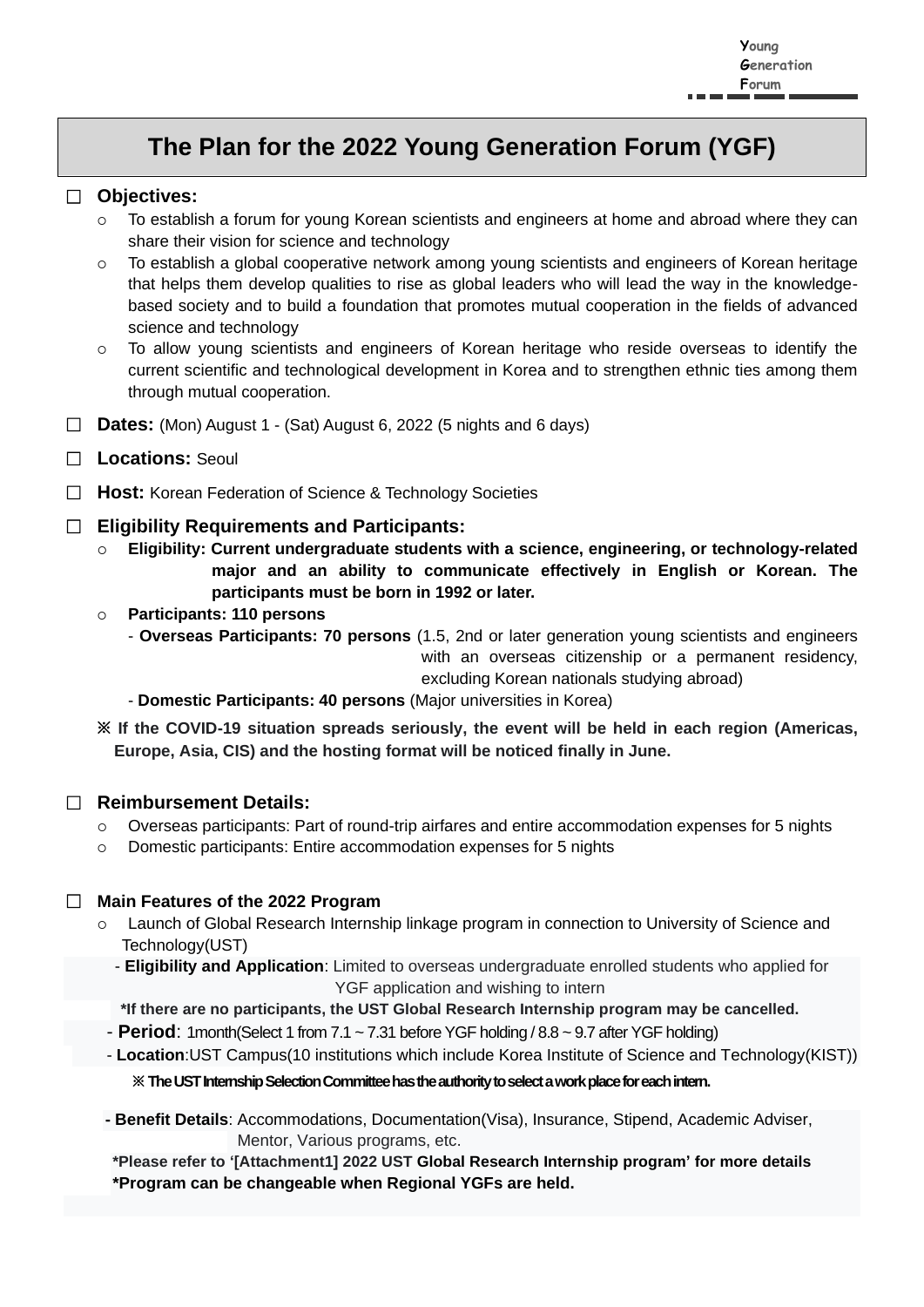Young
Generation
Forum

# The Plan for the 2022 Young Generation Forum (YGF)

☐ **Objectives:**

- To establish a forum for young Korean scientists and engineers at home and abroad where they can share their vision for science and technology
- To establish a global cooperative network among young scientists and engineers of Korean heritage that helps them develop qualities to rise as global leaders who will lead the way in the knowledge-based society and to build a foundation that promotes mutual cooperation in the fields of advanced science and technology
- To allow young scientists and engineers of Korean heritage who reside overseas to identify the current scientific and technological development in Korea and to strengthen ethnic ties among them through mutual cooperation.

☐ **Dates:** (Mon) August 1 - (Sat) August 6, 2022 (5 nights and 6 days)

☐ **Locations:** Seoul

☐ **Host:** Korean Federation of Science & Technology Societies

☐ **Eligibility Requirements and Participants:**

- **Eligibility: Current undergraduate students with a science, engineering, or technology-related major and an ability to communicate effectively in English or Korean. The participants must be born in 1992 or later.**
- **Participants: 110 persons**
  - **Overseas Participants: 70 persons** (1.5, 2nd or later generation young scientists and engineers with an overseas citizenship or a permanent residency, excluding Korean nationals studying abroad)
  - **Domestic Participants: 40 persons** (Major universities in Korea)

**※ If the COVID-19 situation spreads seriously, the event will be held in each region (Americas, Europe, Asia, CIS) and the hosting format will be noticed finally in June.**

☐ **Reimbursement Details:**

- Overseas participants: Part of round-trip airfares and entire accommodation expenses for 5 nights
- Domestic participants: Entire accommodation expenses for 5 nights

☐ **Main Features of the 2022 Program**

- Launch of Global Research Internship linkage program in connection to University of Science and Technology(UST)
  - **Eligibility and Application**: Limited to overseas undergraduate enrolled students who applied for YGF application and wishing to intern

    **\*If there are no participants, the UST Global Research Internship program may be cancelled.**
  - **Period**: 1month(Select 1 from 7.1 ~ 7.31 before YGF holding / 8.8 ~ 9.7 after YGF holding)
  - **Location**:UST Campus(10 institutions which include Korea Institute of Science and Technology(KIST))

    **※ The UST Internship Selection Committee has the authority to select a work place for each intern.**
  - **Benefit Details**: Accommodations, Documentation(Visa), Insurance, Stipend, Academic Adviser, Mentor, Various programs, etc.

    **\*Please refer to '[Attachment1] 2022 UST Global Research Internship program' for more details**

    **\*Program can be changeable when Regional YGFs are held.**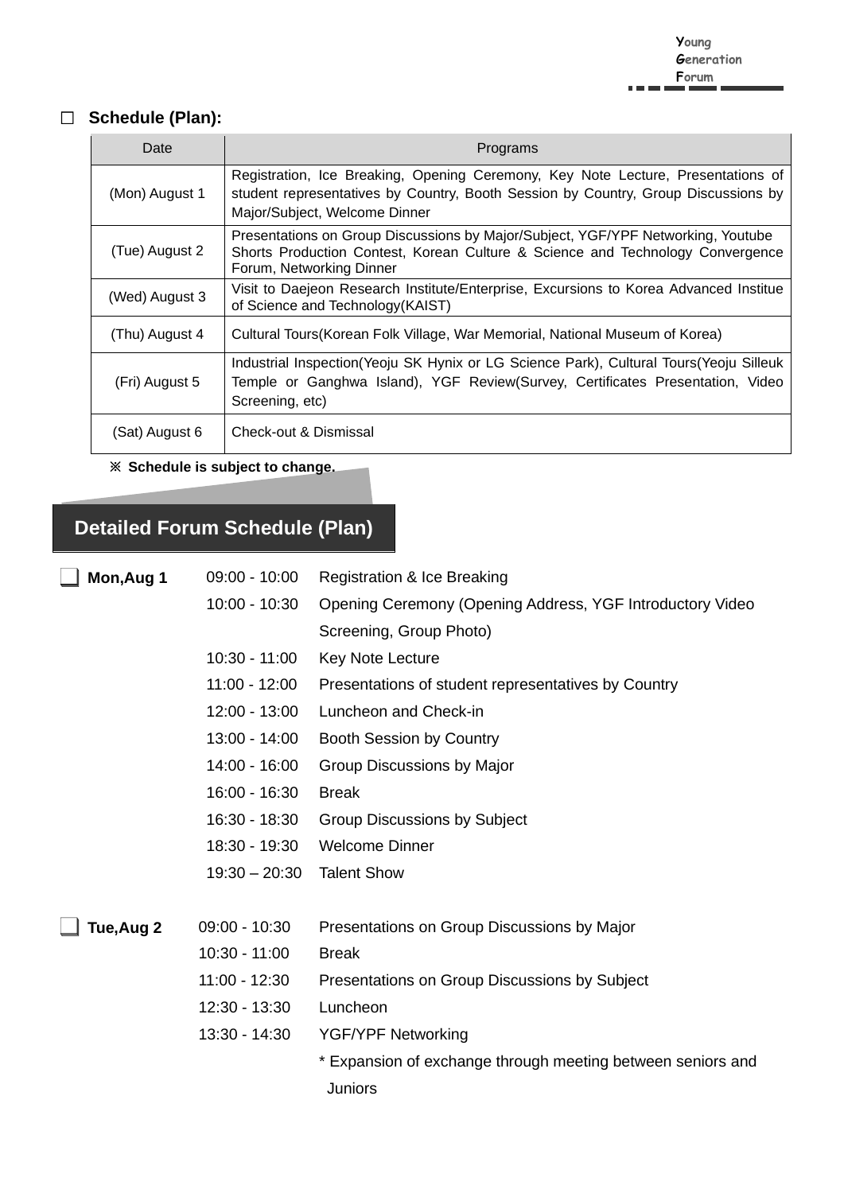☐ **Schedule (Plan):**

| Date | Programs |
|---|---|
| (Mon) August 1 | Registration, Ice Breaking, Opening Ceremony, Key Note Lecture, Presentations of student representatives by Country, Booth Session by Country, Group Discussions by Major/Subject, Welcome Dinner |
| (Tue) August 2 | Presentations on Group Discussions by Major/Subject, YGF/YPF Networking, Youtube Shorts Production Contest, Korean Culture & Science and Technology Convergence Forum, Networking Dinner |
| (Wed) August 3 | Visit to Daejeon Research Institute/Enterprise, Excursions to Korea Advanced Institue of Science and Technology(KAIST) |
| (Thu) August 4 | Cultural Tours(Korean Folk Village, War Memorial, National Museum of Korea) |
| (Fri) August 5 | Industrial Inspection(Yeoju SK Hynix or LG Science Park), Cultural Tours(Yeoju Silleuk Temple or Ganghwa Island), YGF Review(Survey, Certificates Presentation, Video Screening, etc) |
| (Sat) August 6 | Check-out & Dismissal |

※ **Schedule is subject to change.**

## Detailed Forum Schedule (Plan)

**Mon,Aug 1**

| Time | Program |
|---|---|
| 09:00 - 10:00 | Registration & Ice Breaking |
| 10:00 - 10:30 | Opening Ceremony (Opening Address, YGF Introductory Video Screening, Group Photo) |
| 10:30 - 11:00 | Key Note Lecture |
| 11:00 - 12:00 | Presentations of student representatives by Country |
| 12:00 - 13:00 | Luncheon and Check-in |
| 13:00 - 14:00 | Booth Session by Country |
| 14:00 - 16:00 | Group Discussions by Major |
| 16:00 - 16:30 | Break |
| 16:30 - 18:30 | Group Discussions by Subject |
| 18:30 - 19:30 | Welcome Dinner |
| 19:30 – 20:30 | Talent Show |

**Tue,Aug 2**

| Time | Program |
|---|---|
| 09:00 - 10:30 | Presentations on Group Discussions by Major |
| 10:30 - 11:00 | Break |
| 11:00 - 12:30 | Presentations on Group Discussions by Subject |
| 12:30 - 13:30 | Luncheon |
| 13:30 - 14:30 | YGF/YPF Networking<br>* Expansion of exchange through meeting between seniors and Juniors |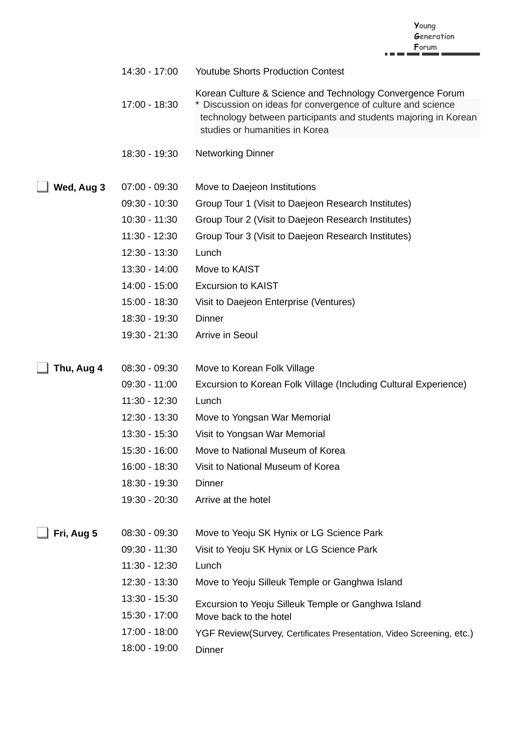| | | |
|---|---|---|
| | 14:30 - 17:00 | Youtube Shorts Production Contest |
| | 17:00 - 18:30 | Korean Culture & Science and Technology Convergence Forum<br>* Discussion on ideas for convergence of culture and science technology between participants and students majoring in Korean studies or humanities in Korea |
| | 18:30 - 19:30 | Networking Dinner |
| **Wed, Aug 3** | 07:00 - 09:30 | Move to Daejeon Institutions |
| | 09:30 - 10:30 | Group Tour 1 (Visit to Daejeon Research Institutes) |
| | 10:30 - 11:30 | Group Tour 2 (Visit to Daejeon Research Institutes) |
| | 11:30 - 12:30 | Group Tour 3 (Visit to Daejeon Research Institutes) |
| | 12:30 - 13:30 | Lunch |
| | 13:30 - 14:00 | Move to KAIST |
| | 14:00 - 15:00 | Excursion to KAIST |
| | 15:00 - 18:30 | Visit to Daejeon Enterprise (Ventures) |
| | 18:30 - 19:30 | Dinner |
| | 19:30 - 21:30 | Arrive in Seoul |
| **Thu, Aug 4** | 08:30 - 09:30 | Move to Korean Folk Village |
| | 09:30 - 11:00 | Excursion to Korean Folk Village (Including Cultural Experience) |
| | 11:30 - 12:30 | Lunch |
| | 12:30 - 13:30 | Move to Yongsan War Memorial |
| | 13:30 - 15:30 | Visit to Yongsan War Memorial |
| | 15:30 - 16:00 | Move to National Museum of Korea |
| | 16:00 - 18:30 | Visit to National Museum of Korea |
| | 18:30 - 19:30 | Dinner |
| | 19:30 - 20:30 | Arrive at the hotel |
| **Fri, Aug 5** | 08:30 - 09:30 | Move to Yeoju SK Hynix or LG Science Park |
| | 09:30 - 11:30 | Visit to Yeoju SK Hynix or LG Science Park |
| | 11:30 - 12:30 | Lunch |
| | 12:30 - 13:30 | Move to Yeoju Silleuk Temple or Ganghwa Island |
| | 13:30 - 15:30 | Excursion to Yeoju Silleuk Temple or Ganghwa Island |
| | 15:30 - 17:00 | Move back to the hotel |
| | 17:00 - 18:00 | YGF Review(Survey, Certificates Presentation, Video Screening, etc.) |
| | 18:00 - 19:00 | Dinner |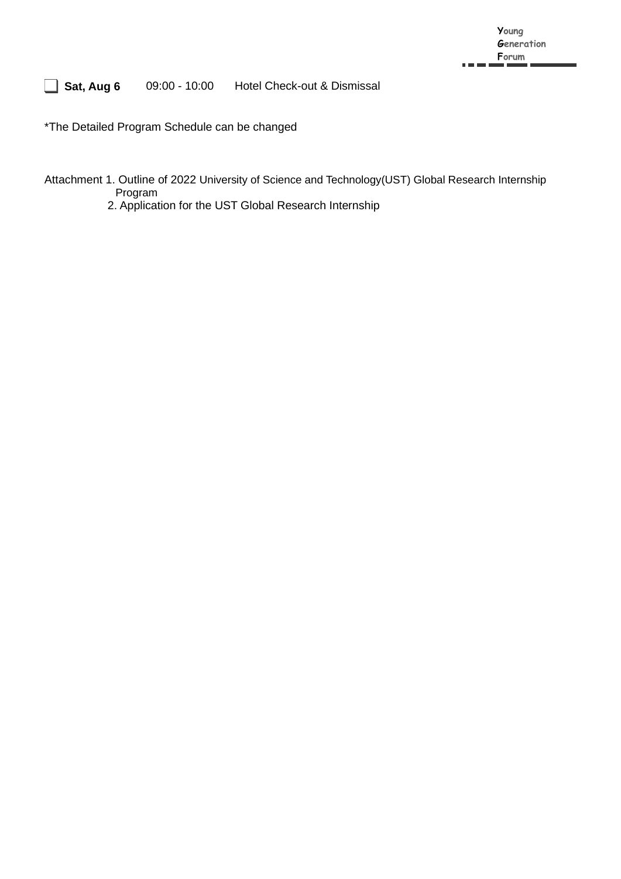❑ **Sat, Aug 6** 09:00 - 10:00 Hotel Check-out & Dismissal

*The Detailed Program Schedule can be changed

Attachment 1. Outline of 2022 University of Science and Technology(UST) Global Research Internship Program

2. Application for the UST Global Research Internship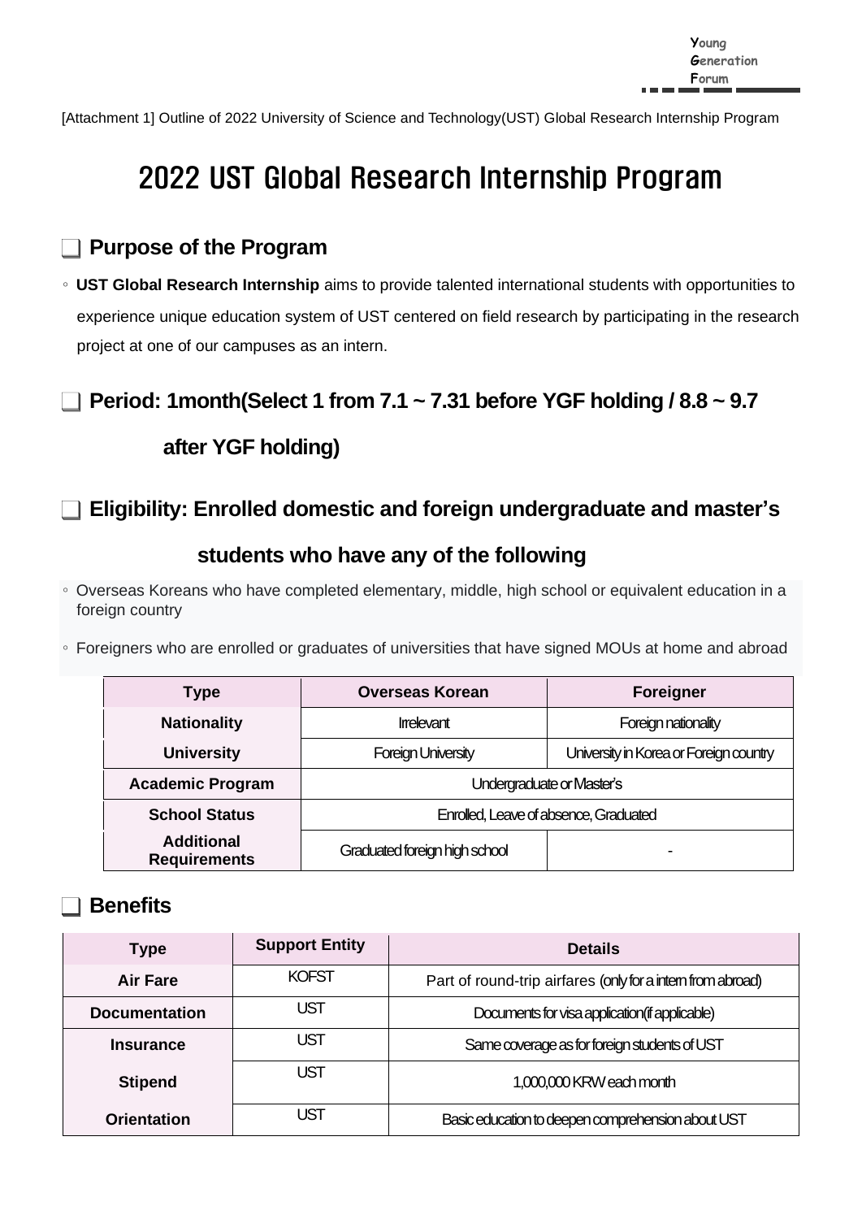[Attachment 1] Outline of 2022 University of Science and Technology(UST) Global Research Internship Program

# 2022 UST Global Research Internship Program

## ❑ Purpose of the Program

◦ **UST Global Research Internship** aims to provide talented international students with opportunities to experience unique education system of UST centered on field research by participating in the research project at one of our campuses as an intern.

## ❑ Period: 1month(Select 1 from 7.1 ~ 7.31 before YGF holding / 8.8 ~ 9.7 after YGF holding)

## ❑ Eligibility: Enrolled domestic and foreign undergraduate and master's students who have any of the following

◦ Overseas Koreans who have completed elementary, middle, high school or equivalent education in a foreign country

◦ Foreigners who are enrolled or graduates of universities that have signed MOUs at home and abroad

| Type | Overseas Korean | Foreigner |
|---|---|---|
| Nationality | Irrelevant | Foreign nationality |
| University | Foreign University | University in Korea or Foreign country |
| Academic Program | Undergraduate or Master's | |
| School Status | Enrolled, Leave of absence, Graduated | |
| Additional Requirements | Graduated foreign high school | - |

## ❑ Benefits

| Type | Support Entity | Details |
|---|---|---|
| Air Fare | KOFST | Part of round-trip airfares (only for a intern from abroad) |
| Documentation | UST | Documents for visa application(if applicable) |
| Insurance | UST | Same coverage as for foreign students of UST |
| Stipend | UST | 1,000,000 KRW each month |
| Orientation | UST | Basic education to deepen comprehension about UST |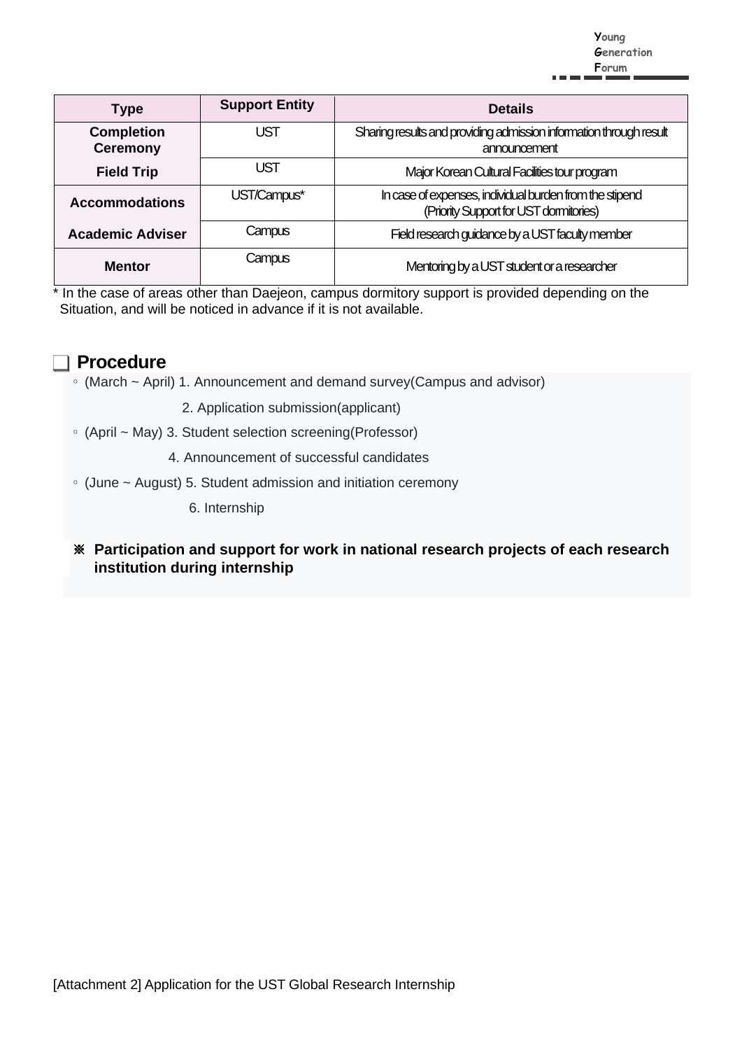| Type | Support Entity | Details |
|---|---|---|
| Completion Ceremony | UST | Sharing results and providing admission information through result announcement |
| Field Trip | UST | Major Korean Cultural Facilities tour program |
| Accommodations | UST/Campus* | In case of expenses, individual burden from the stipend (Priority Support for UST dormitories) |
| Academic Adviser | Campus | Field research guidance by a UST faculty member |
| Mentor | Campus | Mentoring by a UST student or a researcher |

* In the case of areas other than Daejeon, campus dormitory support is provided depending on the Situation, and will be noticed in advance if it is not available.

## ❑ Procedure

◦ (March ~ April) 1. Announcement and demand survey(Campus and advisor)

2. Application submission(applicant)

◦ (April ~ May) 3. Student selection screening(Professor)

4. Announcement of successful candidates

◦ (June ~ August) 5. Student admission and initiation ceremony

6. Internship

※ **Participation and support for work in national research projects of each research institution during internship**

[Attachment 2] Application for the UST Global Research Internship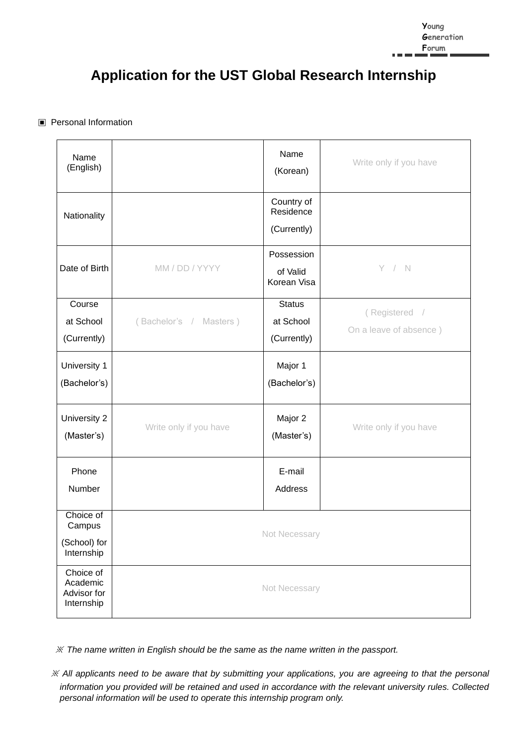Young Generation Forum

# Application for the UST Global Research Internship

▣ Personal Information

| Name (English) | | Name (Korean) | Write only if you have |
|---|---|---|---|
| Nationality | | Country of Residence (Currently) | |
| Date of Birth | MM / DD / YYYY | Possession of Valid Korean Visa | Y / N |
| Course at School (Currently) | ( Bachelor's / Masters ) | Status at School (Currently) | ( Registered / On a leave of absence ) |
| University 1 (Bachelor's) | | Major 1 (Bachelor's) | |
| University 2 (Master's) | Write only if you have | Major 2 (Master's) | Write only if you have |
| Phone Number | | E-mail Address | |
| Choice of Campus (School) for Internship | Not Necessary | | |
| Choice of Academic Advisor for Internship | Not Necessary | | |

*※ The name written in English should be the same as the name written in the passport.*

*※ All applicants need to be aware that by submitting your applications, you are agreeing to that the personal information you provided will be retained and used in accordance with the relevant university rules. Collected personal information will be used to operate this internship program only.*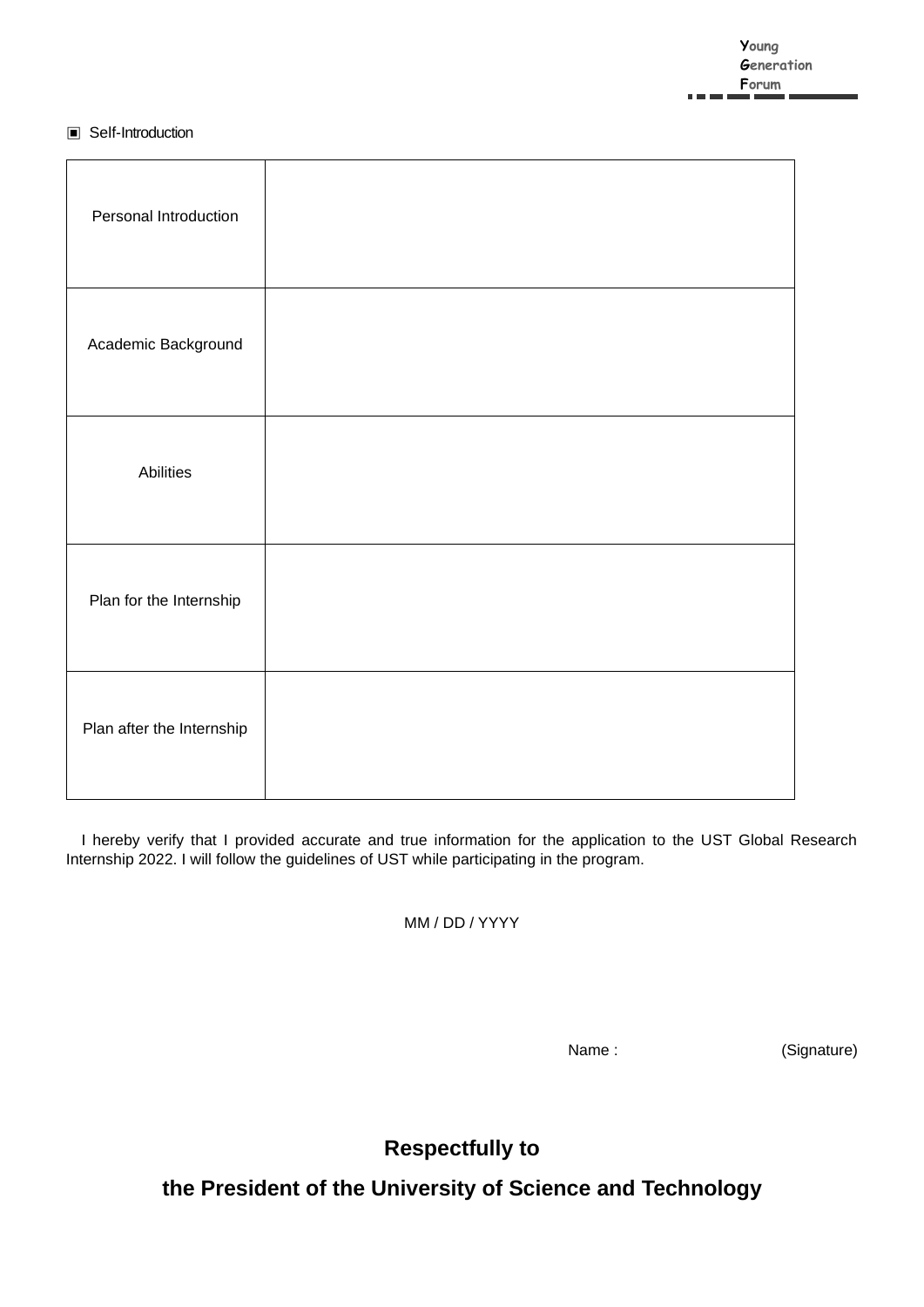▣ Self-Introduction

| | |
|---|---|
| Personal Introduction | |
| Academic Background | |
| Abilities | |
| Plan for the Internship | |
| Plan after the Internship | |

I hereby verify that I provided accurate and true information for the application to the UST Global Research Internship 2022. I will follow the guidelines of UST while participating in the program.

MM / DD / YYYY

Name : (Signature)

**Respectfully to**

**the President of the University of Science and Technology**